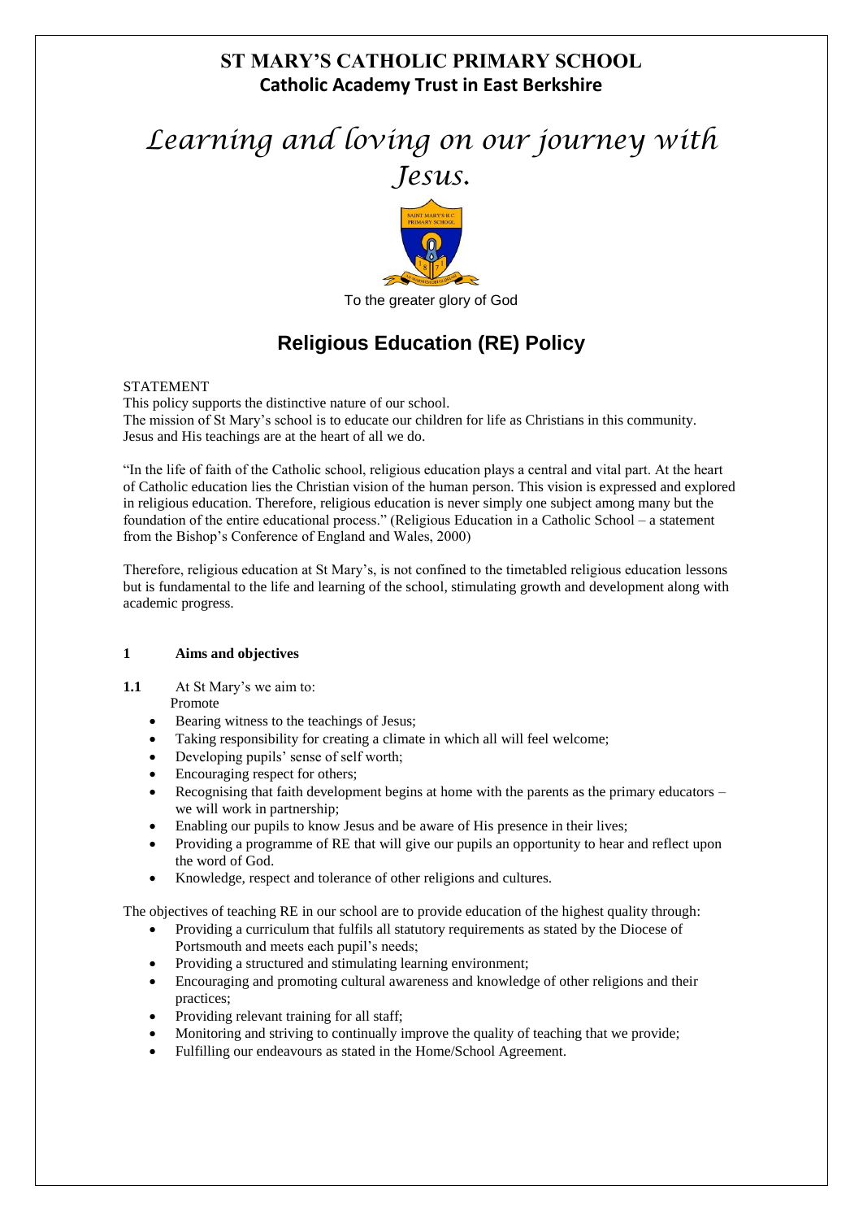# ST MARY'S CATHOLIC PRIMARY SCHOOL

**Catholic Academy Trust in East Berkshire**

*Learning and loving on our journey with Jesus.*

To the greater glory of God

## Religious Education (RE) Policy

STATEMENT

This policy supports the distinctive nature of our school.
The mission of St Mary's school is to educate our children for life as Christians in this community.
Jesus and His teachings are at the heart of all we do.

"In the life of faith of the Catholic school, religious education plays a central and vital part. At the heart of Catholic education lies the Christian vision of the human person. This vision is expressed and explored in religious education. Therefore, religious education is never simply one subject among many but the foundation of the entire educational process." (Religious Education in a Catholic School – a statement from the Bishop's Conference of England and Wales, 2000)

Therefore, religious education at St Mary's, is not confined to the timetabled religious education lessons but is fundamental to the life and learning of the school, stimulating growth and development along with academic progress.

### 1 Aims and objectives

**1.1** At St Mary's we aim to:
Promote

- Bearing witness to the teachings of Jesus;
- Taking responsibility for creating a climate in which all will feel welcome;
- Developing pupils' sense of self worth;
- Encouraging respect for others;
- Recognising that faith development begins at home with the parents as the primary educators – we will work in partnership;
- Enabling our pupils to know Jesus and be aware of His presence in their lives;
- Providing a programme of RE that will give our pupils an opportunity to hear and reflect upon the word of God.
- Knowledge, respect and tolerance of other religions and cultures.

The objectives of teaching RE in our school are to provide education of the highest quality through:

- Providing a curriculum that fulfils all statutory requirements as stated by the Diocese of Portsmouth and meets each pupil's needs;
- Providing a structured and stimulating learning environment;
- Encouraging and promoting cultural awareness and knowledge of other religions and their practices;
- Providing relevant training for all staff;
- Monitoring and striving to continually improve the quality of teaching that we provide;
- Fulfilling our endeavours as stated in the Home/School Agreement.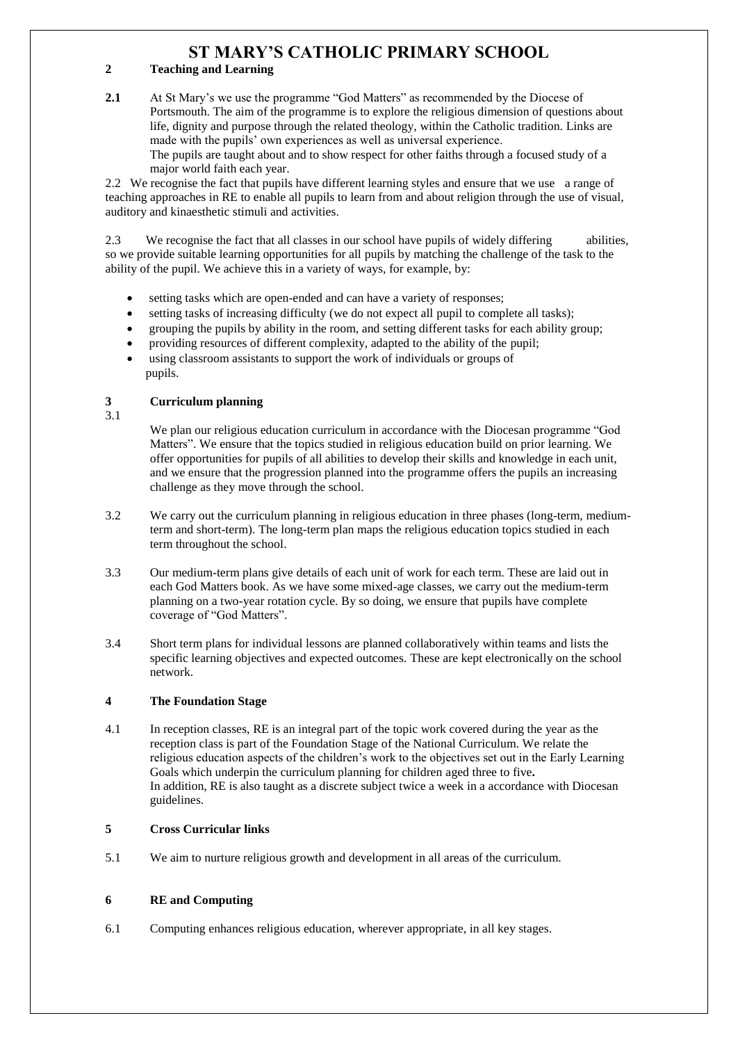# ST MARY'S CATHOLIC PRIMARY SCHOOL

## 2 Teaching and Learning

**2.1** At St Mary's we use the programme "God Matters" as recommended by the Diocese of Portsmouth. The aim of the programme is to explore the religious dimension of questions about life, dignity and purpose through the related theology, within the Catholic tradition. Links are made with the pupils' own experiences as well as universal experience.
The pupils are taught about and to show respect for other faiths through a focused study of a major world faith each year.

2.2 We recognise the fact that pupils have different learning styles and ensure that we use a range of teaching approaches in RE to enable all pupils to learn from and about religion through the use of visual, auditory and kinaesthetic stimuli and activities.

2.3 We recognise the fact that all classes in our school have pupils of widely differing abilities, so we provide suitable learning opportunities for all pupils by matching the challenge of the task to the ability of the pupil. We achieve this in a variety of ways, for example, by:

- setting tasks which are open-ended and can have a variety of responses;
- setting tasks of increasing difficulty (we do not expect all pupil to complete all tasks);
- grouping the pupils by ability in the room, and setting different tasks for each ability group;
- providing resources of different complexity, adapted to the ability of the pupil;
- using classroom assistants to support the work of individuals or groups of pupils.

## 3 Curriculum planning

3.1 We plan our religious education curriculum in accordance with the Diocesan programme "God Matters". We ensure that the topics studied in religious education build on prior learning. We offer opportunities for pupils of all abilities to develop their skills and knowledge in each unit, and we ensure that the progression planned into the programme offers the pupils an increasing challenge as they move through the school.

3.2 We carry out the curriculum planning in religious education in three phases (long-term, medium-term and short-term). The long-term plan maps the religious education topics studied in each term throughout the school.

3.3 Our medium-term plans give details of each unit of work for each term. These are laid out in each God Matters book. As we have some mixed-age classes, we carry out the medium-term planning on a two-year rotation cycle. By so doing, we ensure that pupils have complete coverage of "God Matters".

3.4 Short term plans for individual lessons are planned collaboratively within teams and lists the specific learning objectives and expected outcomes. These are kept electronically on the school network.

## 4 The Foundation Stage

4.1 In reception classes, RE is an integral part of the topic work covered during the year as the reception class is part of the Foundation Stage of the National Curriculum. We relate the religious education aspects of the children's work to the objectives set out in the Early Learning Goals which underpin the curriculum planning for children aged three to five**.**
In addition, RE is also taught as a discrete subject twice a week in a accordance with Diocesan guidelines.

## 5 Cross Curricular links

5.1 We aim to nurture religious growth and development in all areas of the curriculum.

## 6 RE and Computing

6.1 Computing enhances religious education, wherever appropriate, in all key stages.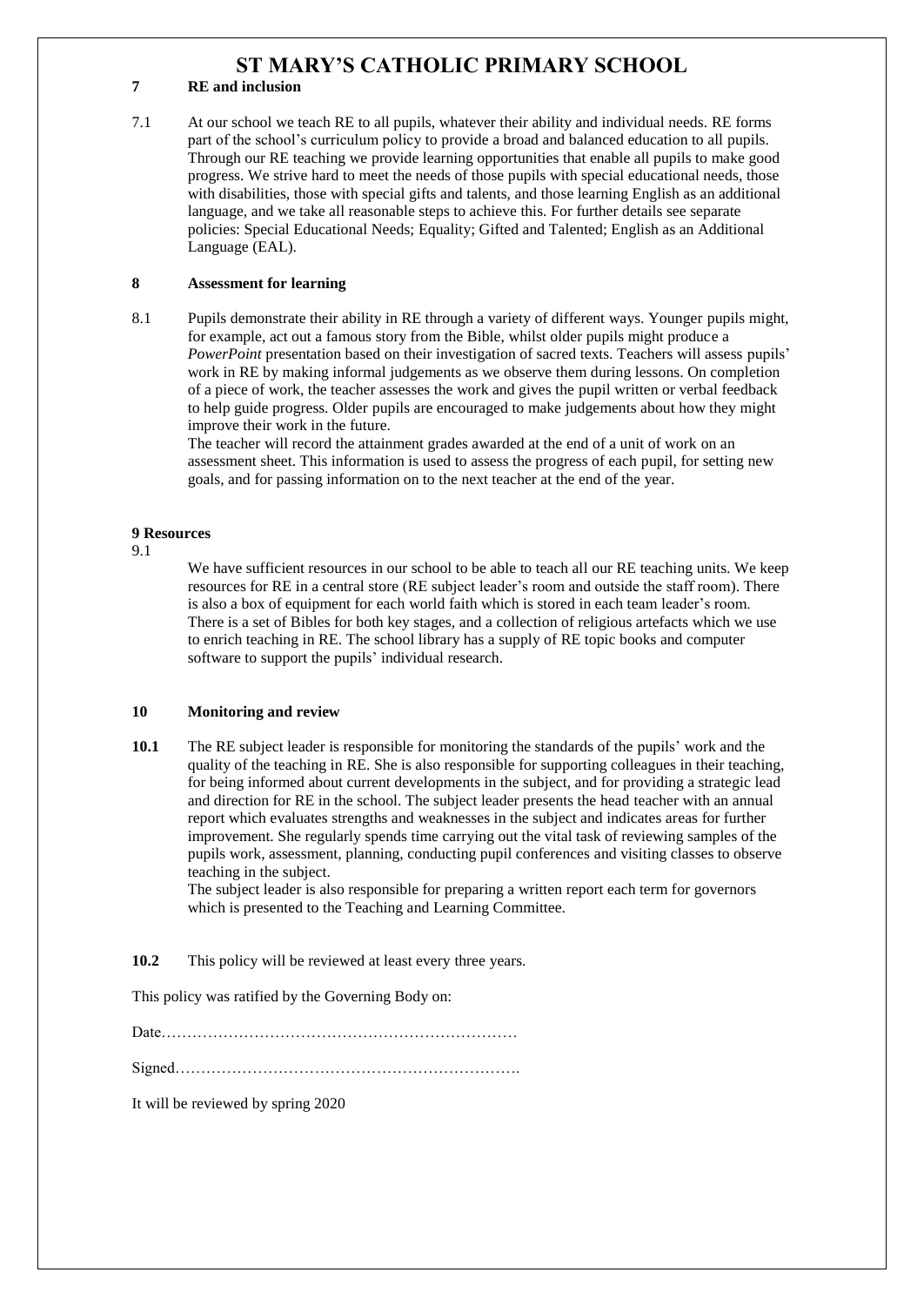# ST MARY'S CATHOLIC PRIMARY SCHOOL

## 7 RE and inclusion

7.1 At our school we teach RE to all pupils, whatever their ability and individual needs. RE forms part of the school's curriculum policy to provide a broad and balanced education to all pupils. Through our RE teaching we provide learning opportunities that enable all pupils to make good progress. We strive hard to meet the needs of those pupils with special educational needs, those with disabilities, those with special gifts and talents, and those learning English as an additional language, and we take all reasonable steps to achieve this. For further details see separate policies: Special Educational Needs; Equality; Gifted and Talented; English as an Additional Language (EAL).

## 8 Assessment for learning

8.1 Pupils demonstrate their ability in RE through a variety of different ways. Younger pupils might, for example, act out a famous story from the Bible, whilst older pupils might produce a *PowerPoint* presentation based on their investigation of sacred texts. Teachers will assess pupils' work in RE by making informal judgements as we observe them during lessons. On completion of a piece of work, the teacher assesses the work and gives the pupil written or verbal feedback to help guide progress. Older pupils are encouraged to make judgements about how they might improve their work in the future.

The teacher will record the attainment grades awarded at the end of a unit of work on an assessment sheet. This information is used to assess the progress of each pupil, for setting new goals, and for passing information on to the next teacher at the end of the year.

## 9 Resources

9.1

We have sufficient resources in our school to be able to teach all our RE teaching units. We keep resources for RE in a central store (RE subject leader's room and outside the staff room). There is also a box of equipment for each world faith which is stored in each team leader's room. There is a set of Bibles for both key stages, and a collection of religious artefacts which we use to enrich teaching in RE. The school library has a supply of RE topic books and computer software to support the pupils' individual research.

## 10 Monitoring and review

**10.1** The RE subject leader is responsible for monitoring the standards of the pupils' work and the quality of the teaching in RE. She is also responsible for supporting colleagues in their teaching, for being informed about current developments in the subject, and for providing a strategic lead and direction for RE in the school. The subject leader presents the head teacher with an annual report which evaluates strengths and weaknesses in the subject and indicates areas for further improvement. She regularly spends time carrying out the vital task of reviewing samples of the pupils work, assessment, planning, conducting pupil conferences and visiting classes to observe teaching in the subject.

The subject leader is also responsible for preparing a written report each term for governors which is presented to the Teaching and Learning Committee.

**10.2** This policy will be reviewed at least every three years.

This policy was ratified by the Governing Body on:

Date……………………………………………………………

Signed………………………………………………………….

It will be reviewed by spring 2020